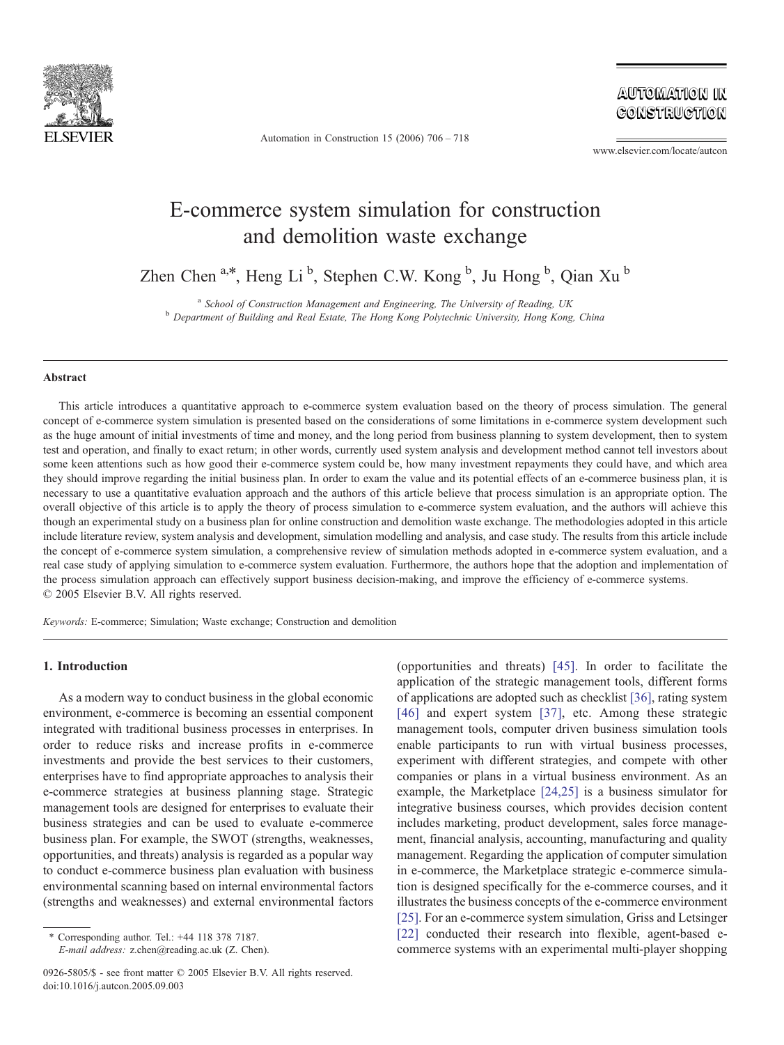# E-commerce system simulation for construction and demolition waste exchange

Zhen Chen [a,*], Heng Li [b], Stephen C.W. Kong [b], Ju Hong [b], Qian Xu [b]

[a] *School of Construction Management and Engineering, The University of Reading, UK*
[b] *Department of Building and Real Estate, The Hong Kong Polytechnic University, Hong Kong, China*

## Abstract

This article introduces a quantitative approach to e-commerce system evaluation based on the theory of process simulation. The general concept of e-commerce system simulation is presented based on the considerations of some limitations in e-commerce system development such as the huge amount of initial investments of time and money, and the long period from business planning to system development, then to system test and operation, and finally to exact return; in other words, currently used system analysis and development method cannot tell investors about some keen attentions such as how good their e-commerce system could be, how many investment repayments they could have, and which area they should improve regarding the initial business plan. In order to exam the value and its potential effects of an e-commerce business plan, it is necessary to use a quantitative evaluation approach and the authors of this article believe that process simulation is an appropriate option. The overall objective of this article is to apply the theory of process simulation to e-commerce system evaluation, and the authors will achieve this though an experimental study on a business plan for online construction and demolition waste exchange. The methodologies adopted in this article include literature review, system analysis and development, simulation modelling and analysis, and case study. The results from this article include the concept of e-commerce system simulation, a comprehensive review of simulation methods adopted in e-commerce system evaluation, and a real case study of applying simulation to e-commerce system evaluation. Furthermore, the authors hope that the adoption and implementation of the process simulation approach can effectively support business decision-making, and improve the efficiency of e-commerce systems.
© 2005 Elsevier B.V. All rights reserved.

*Keywords:* E-commerce; Simulation; Waste exchange; Construction and demolition

## 1. Introduction

As a modern way to conduct business in the global economic environment, e-commerce is becoming an essential component integrated with traditional business processes in enterprises. In order to reduce risks and increase profits in e-commerce investments and provide the best services to their customers, enterprises have to find appropriate approaches to analysis their e-commerce strategies at business planning stage. Strategic management tools are designed for enterprises to evaluate their business strategies and can be used to evaluate e-commerce business plan. For example, the SWOT (strengths, weaknesses, opportunities, and threats) analysis is regarded as a popular way to conduct e-commerce business plan evaluation with business environmental scanning based on internal environmental factors (strengths and weaknesses) and external environmental factors (opportunities and threats) [45]. In order to facilitate the application of the strategic management tools, different forms of applications are adopted such as checklist [36], rating system [46] and expert system [37], etc. Among these strategic management tools, computer driven business simulation tools enable participants to run with virtual business processes, experiment with different strategies, and compete with other companies or plans in a virtual business environment. As an example, the Marketplace [24,25] is a business simulator for integrative business courses, which provides decision content includes marketing, product development, sales force management, financial analysis, accounting, manufacturing and quality management. Regarding the application of computer simulation in e-commerce, the Marketplace strategic e-commerce simulation is designed specifically for the e-commerce courses, and it illustrates the business concepts of the e-commerce environment [25]. For an e-commerce system simulation, Griss and Letsinger [22] conducted their research into flexible, agent-based e-commerce systems with an experimental multi-player shopping

\* Corresponding author. Tel.: +44 118 378 7187.
*E-mail address:* z.chen@reading.ac.uk (Z. Chen).

0926-5805/$ - see front matter © 2005 Elsevier B.V. All rights reserved.
doi:10.1016/j.autcon.2005.09.003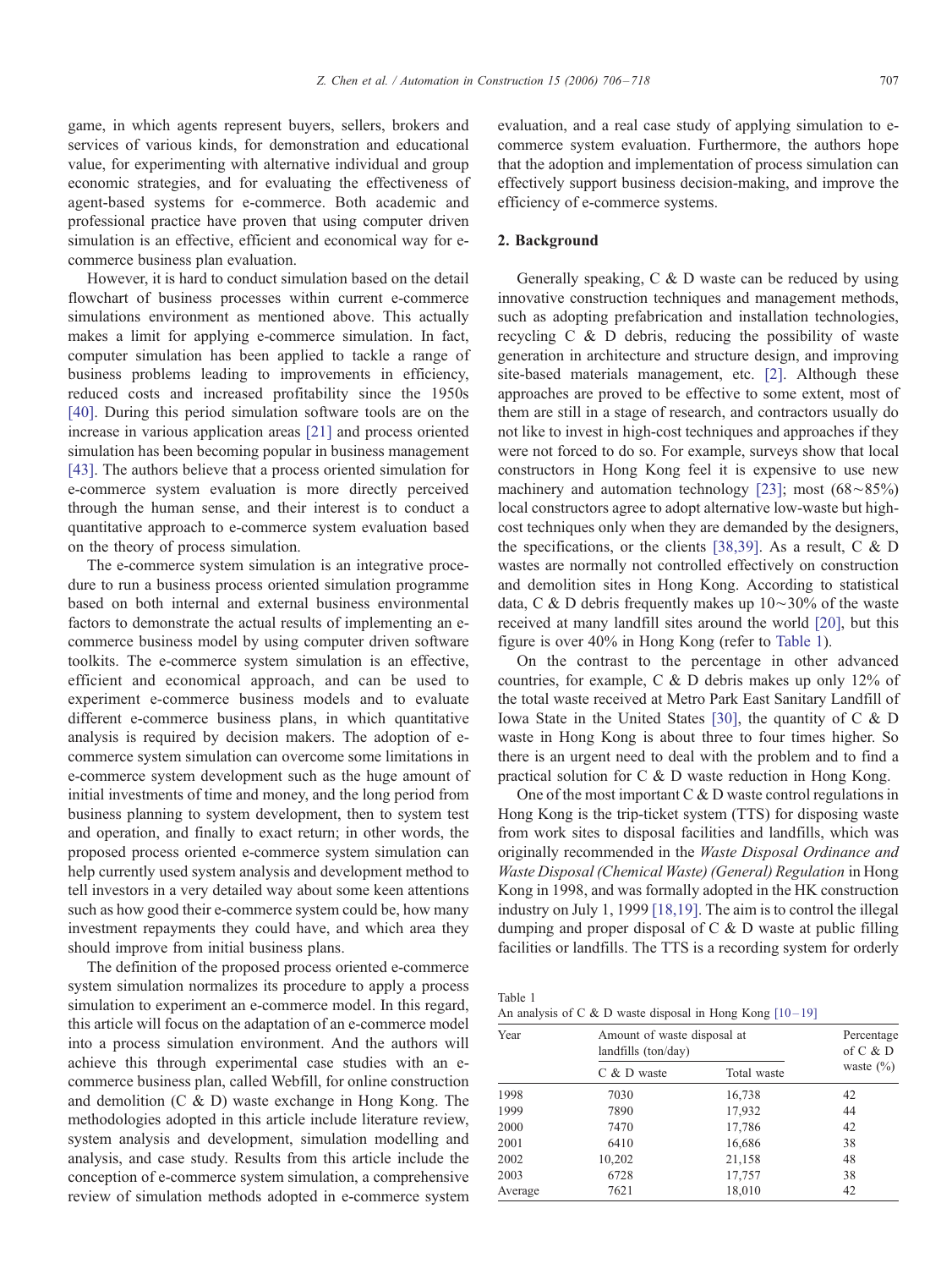game, in which agents represent buyers, sellers, brokers and services of various kinds, for demonstration and educational value, for experimenting with alternative individual and group economic strategies, and for evaluating the effectiveness of agent-based systems for e-commerce. Both academic and professional practice have proven that using computer driven simulation is an effective, efficient and economical way for e-commerce business plan evaluation.

However, it is hard to conduct simulation based on the detail flowchart of business processes within current e-commerce simulations environment as mentioned above. This actually makes a limit for applying e-commerce simulation. In fact, computer simulation has been applied to tackle a range of business problems leading to improvements in efficiency, reduced costs and increased profitability since the 1950s [40]. During this period simulation software tools are on the increase in various application areas [21] and process oriented simulation has been becoming popular in business management [43]. The authors believe that a process oriented simulation for e-commerce system evaluation is more directly perceived through the human sense, and their interest is to conduct a quantitative approach to e-commerce system evaluation based on the theory of process simulation.

The e-commerce system simulation is an integrative procedure to run a business process oriented simulation programme based on both internal and external business environmental factors to demonstrate the actual results of implementing an e-commerce business model by using computer driven software toolkits. The e-commerce system simulation is an effective, efficient and economical approach, and can be used to experiment e-commerce business models and to evaluate different e-commerce business plans, in which quantitative analysis is required by decision makers. The adoption of e-commerce system simulation can overcome some limitations in e-commerce system development such as the huge amount of initial investments of time and money, and the long period from business planning to system development, then to system test and operation, and finally to exact return; in other words, the proposed process oriented e-commerce system simulation can help currently used system analysis and development method to tell investors in a very detailed way about some keen attentions such as how good their e-commerce system could be, how many investment repayments they could have, and which area they should improve from initial business plans.

The definition of the proposed process oriented e-commerce system simulation normalizes its procedure to apply a process simulation to experiment an e-commerce model. In this regard, this article will focus on the adaptation of an e-commerce model into a process simulation environment. And the authors will achieve this through experimental case studies with an e-commerce business plan, called Webfill, for online construction and demolition (C & D) waste exchange in Hong Kong. The methodologies adopted in this article include literature review, system analysis and development, simulation modelling and analysis, and case study. Results from this article include the conception of e-commerce system simulation, a comprehensive review of simulation methods adopted in e-commerce system evaluation, and a real case study of applying simulation to e-commerce system evaluation. Furthermore, the authors hope that the adoption and implementation of process simulation can effectively support business decision-making, and improve the efficiency of e-commerce systems.

## 2. Background

Generally speaking, C & D waste can be reduced by using innovative construction techniques and management methods, such as adopting prefabrication and installation technologies, recycling C & D debris, reducing the possibility of waste generation in architecture and structure design, and improving site-based materials management, etc. [2]. Although these approaches are proved to be effective to some extent, most of them are still in a stage of research, and contractors usually do not like to invest in high-cost techniques and approaches if they were not forced to do so. For example, surveys show that local constructors in Hong Kong feel it is expensive to use new machinery and automation technology [23]; most (68∼85%) local constructors agree to adopt alternative low-waste but high-cost techniques only when they are demanded by the designers, the specifications, or the clients [38,39]. As a result, C & D wastes are normally not controlled effectively on construction and demolition sites in Hong Kong. According to statistical data, C & D debris frequently makes up 10∼30% of the waste received at many landfill sites around the world [20], but this figure is over 40% in Hong Kong (refer to Table 1).

On the contrast to the percentage in other advanced countries, for example, C & D debris makes up only 12% of the total waste received at Metro Park East Sanitary Landfill of Iowa State in the United States [30], the quantity of C & D waste in Hong Kong is about three to four times higher. So there is an urgent need to deal with the problem and to find a practical solution for C & D waste reduction in Hong Kong.

One of the most important C & D waste control regulations in Hong Kong is the trip-ticket system (TTS) for disposing waste from work sites to disposal facilities and landfills, which was originally recommended in the *Waste Disposal Ordinance and Waste Disposal (Chemical Waste) (General) Regulation* in Hong Kong in 1998, and was formally adopted in the HK construction industry on July 1, 1999 [18,19]. The aim is to control the illegal dumping and proper disposal of C & D waste at public filling facilities or landfills. The TTS is a recording system for orderly

Table 1
An analysis of C & D waste disposal in Hong Kong [10–19]

| Year | Amount of waste disposal at landfills (ton/day) | | Percentage of C & D waste (%) |
|---|---|---|---|
| | C & D waste | Total waste | |
| 1998 | 7030 | 16,738 | 42 |
| 1999 | 7890 | 17,932 | 44 |
| 2000 | 7470 | 17,786 | 42 |
| 2001 | 6410 | 16,686 | 38 |
| 2002 | 10,202 | 21,158 | 48 |
| 2003 | 6728 | 17,757 | 38 |
| Average | 7621 | 18,010 | 42 |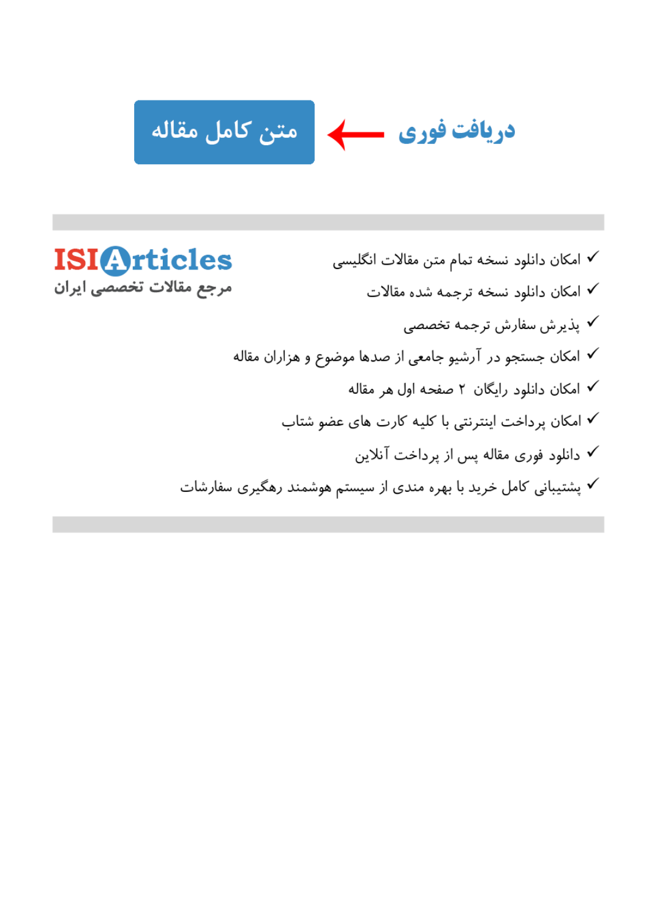دریافت فوری ← **متن کامل مقاله**

**ISIArticles**
مرجع مقالات تخصصی ایران

- ✓ امکان دانلود نسخه تمام متن مقالات انگلیسی
- ✓ امکان دانلود نسخه ترجمه شده مقالات
- ✓ پذیرش سفارش ترجمه تخصصی
- ✓ امکان جستجو در آرشیو جامعی از صدها موضوع و هزاران مقاله
- ✓ امکان دانلود رایگان ۲ صفحه اول هر مقاله
- ✓ امکان پرداخت اینترنتی با کلیه کارت های عضو شتاب
- ✓ دانلود فوری مقاله پس از پرداخت آنلاین
- ✓ پشتیبانی کامل خرید با بهره مندی از سیستم هوشمند رهگیری سفارشات